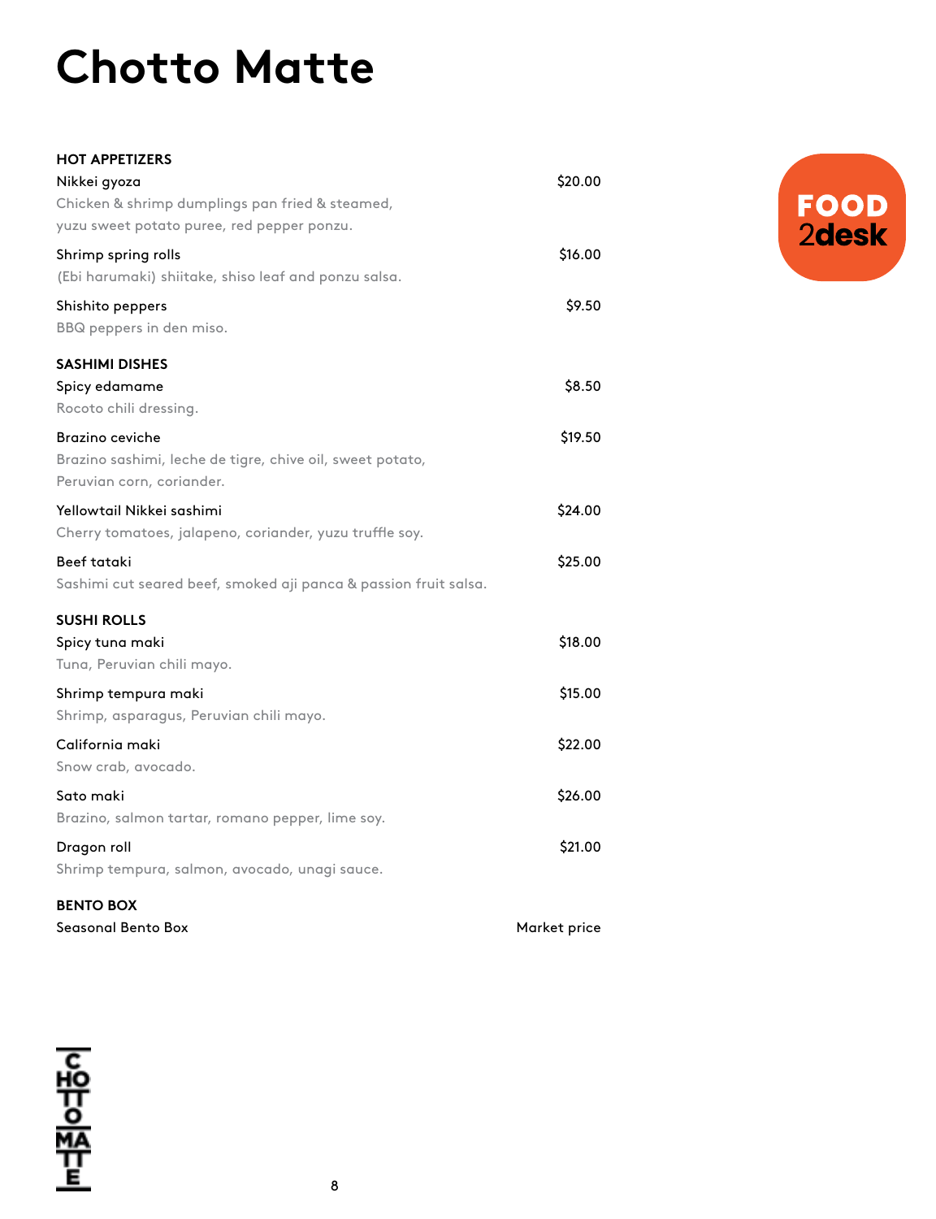# Chotto Matte

## HOT APPETIZERS

**Nikkei gyoza** — $20.00
Chicken & shrimp dumplings pan fried & steamed, yuzu sweet potato puree, red pepper ponzu.

**Shrimp spring rolls** — $16.00
(Ebi harumaki) shiitake, shiso leaf and ponzu salsa.

**Shishito peppers** — $9.50
BBQ peppers in den miso.

## SASHIMI DISHES

**Spicy edamame** — $8.50
Rocoto chili dressing.

**Brazino ceviche** — $19.50
Brazino sashimi, leche de tigre, chive oil, sweet potato, Peruvian corn, coriander.

**Yellowtail Nikkei sashimi** — $24.00
Cherry tomatoes, jalapeno, coriander, yuzu truffle soy.

**Beef tataki** — $25.00
Sashimi cut seared beef, smoked aji panca & passion fruit salsa.

## SUSHI ROLLS

**Spicy tuna maki** — $18.00
Tuna, Peruvian chili mayo.

**Shrimp tempura maki** — $15.00
Shrimp, asparagus, Peruvian chili mayo.

**California maki** — $22.00
Snow crab, avocado.

**Sato maki** — $26.00
Brazino, salmon tartar, romano pepper, lime soy.

**Dragon roll** — $21.00
Shrimp tempura, salmon, avocado, unagi sauce.

## BENTO BOX

**Seasonal Bento Box** — Market price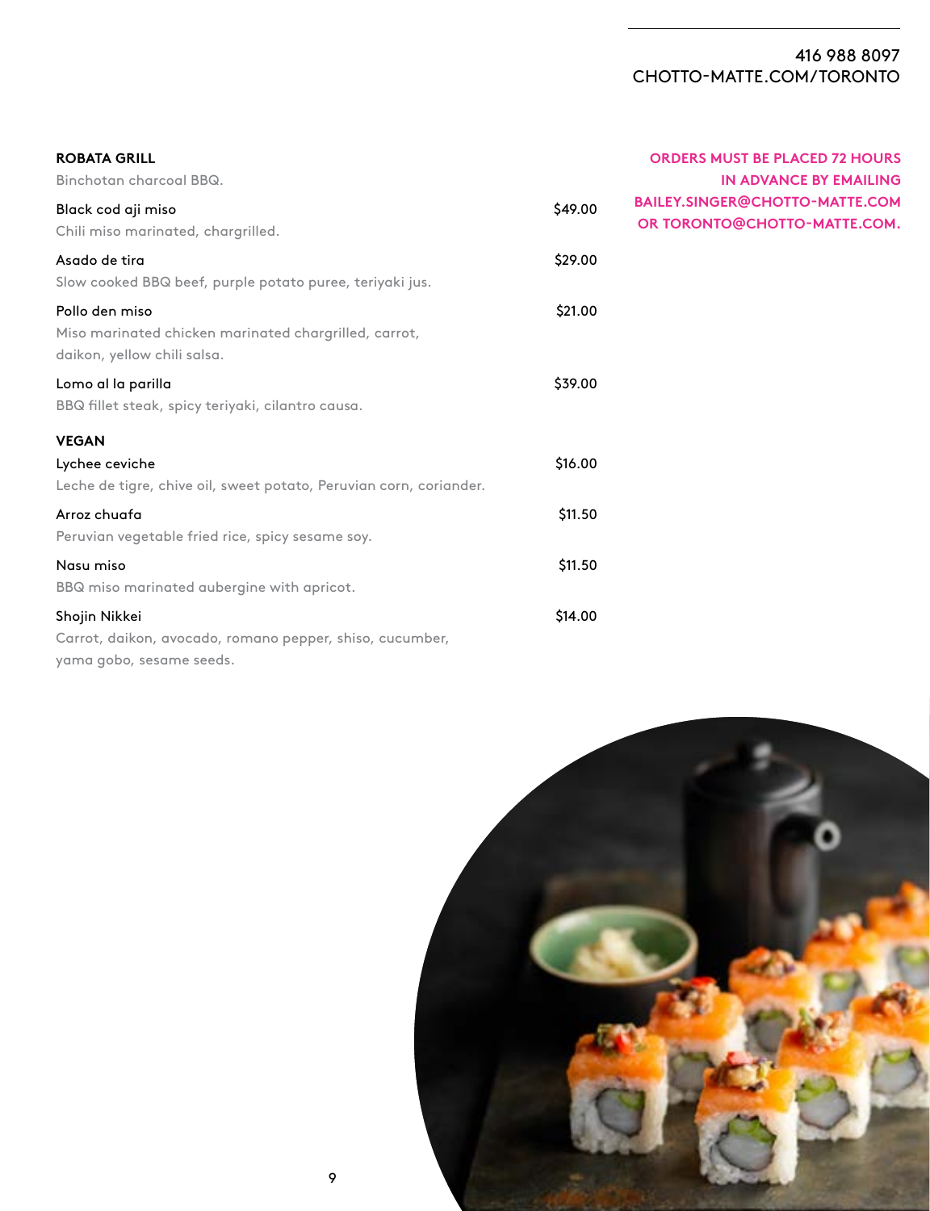416 988 8097
CHOTTO-MATTE.COM/TORONTO

**ORDERS MUST BE PLACED 72 HOURS IN ADVANCE BY EMAILING BAILEY.SINGER@CHOTTO-MATTE.COM OR TORONTO@CHOTTO-MATTE.COM.**

## ROBATA GRILL

Binchotan charcoal BBQ.

**Black cod aji miso** — $49.00
Chili miso marinated, chargrilled.

**Asado de tira** — $29.00
Slow cooked BBQ beef, purple potato puree, teriyaki jus.

**Pollo den miso** — $21.00
Miso marinated chicken marinated chargrilled, carrot, daikon, yellow chili salsa.

**Lomo al la parilla** — $39.00
BBQ fillet steak, spicy teriyaki, cilantro causa.

## VEGAN

**Lychee ceviche** — $16.00
Leche de tigre, chive oil, sweet potato, Peruvian corn, coriander.

**Arroz chuafa** — $11.50
Peruvian vegetable fried rice, spicy sesame soy.

**Nasu miso** — $11.50
BBQ miso marinated aubergine with apricot.

**Shojin Nikkei** — $14.00
Carrot, daikon, avocado, romano pepper, shiso, cucumber, yama gobo, sesame seeds.